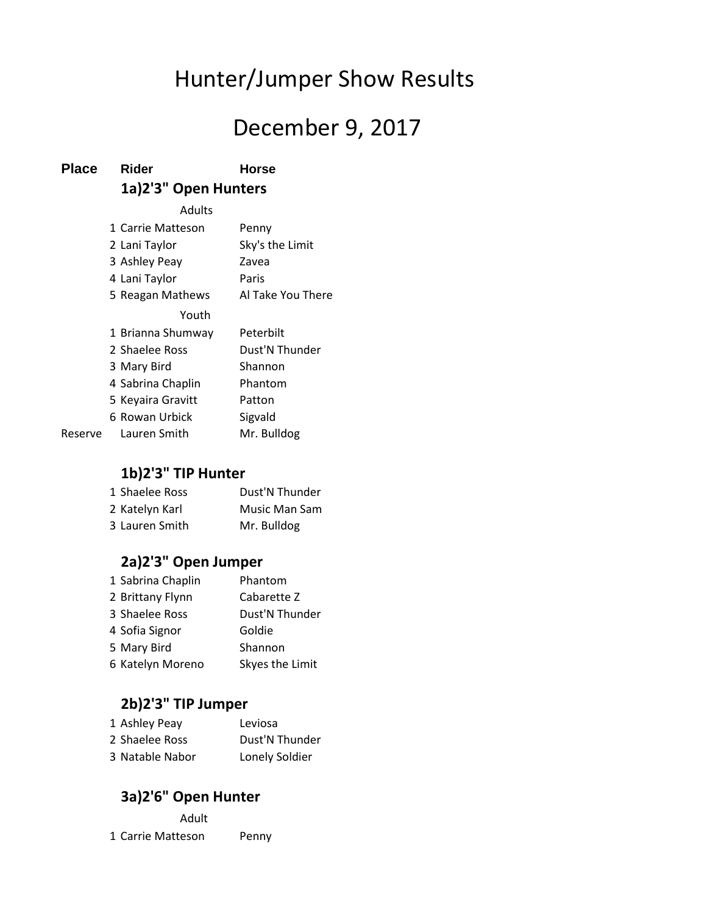# Hunter/Jumper Show Results

# December 9, 2017

| Place | Rider | Horse |
|---|---|---|
| | **1a)2'3" Open Hunters** | |
| | Adults | |
| 1 | Carrie Matteson | Penny |
| 2 | Lani Taylor | Sky's the Limit |
| 3 | Ashley Peay | Zavea |
| 4 | Lani Taylor | Paris |
| 5 | Reagan Mathews | Al Take You There |
| | Youth | |
| 1 | Brianna Shumway | Peterbilt |
| 2 | Shaelee Ross | Dust'N Thunder |
| 3 | Mary Bird | Shannon |
| 4 | Sabrina Chaplin | Phantom |
| 5 | Keyaira Gravitt | Patton |
| 6 | Rowan Urbick | Sigvald |
| Reserve | Lauren Smith | Mr. Bulldog |
| | **1b)2'3" TIP Hunter** | |
| 1 | Shaelee Ross | Dust'N Thunder |
| 2 | Katelyn Karl | Music Man Sam |
| 3 | Lauren Smith | Mr. Bulldog |
| | **2a)2'3" Open Jumper** | |
| 1 | Sabrina Chaplin | Phantom |
| 2 | Brittany Flynn | Cabarette Z |
| 3 | Shaelee Ross | Dust'N Thunder |
| 4 | Sofia Signor | Goldie |
| 5 | Mary Bird | Shannon |
| 6 | Katelyn Moreno | Skyes the Limit |
| | **2b)2'3" TIP Jumper** | |
| 1 | Ashley Peay | Leviosa |
| 2 | Shaelee Ross | Dust'N Thunder |
| 3 | Natable Nabor | Lonely Soldier |
| | **3a)2'6" Open Hunter** | |
| | Adult | |
| 1 | Carrie Matteson | Penny |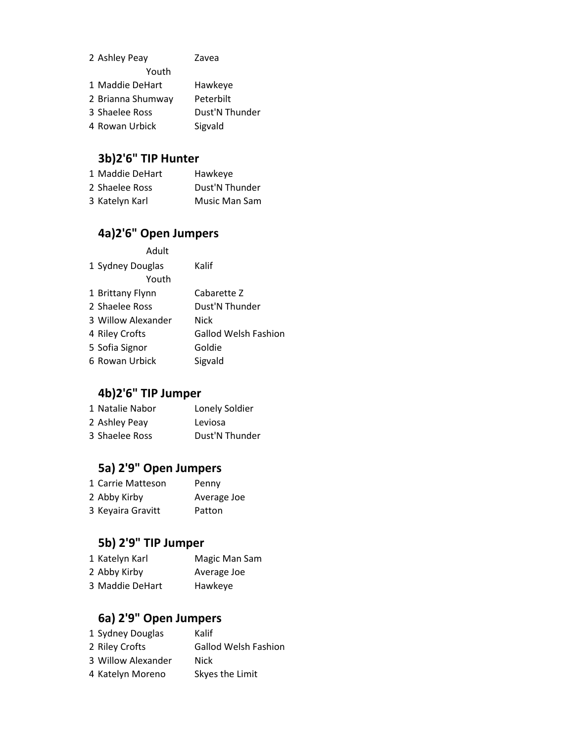| | | |
|---|---|---|
| 2 | Ashley Peay | Zavea |
| | Youth | |
| 1 | Maddie DeHart | Hawkeye |
| 2 | Brianna Shumway | Peterbilt |
| 3 | Shaelee Ross | Dust'N Thunder |
| 4 | Rowan Urbick | Sigvald |

## 3b)2'6" TIP Hunter

| | | |
|---|---|---|
| 1 | Maddie DeHart | Hawkeye |
| 2 | Shaelee Ross | Dust'N Thunder |
| 3 | Katelyn Karl | Music Man Sam |

## 4a)2'6" Open Jumpers

| | | |
|---|---|---|
| | Adult | |
| 1 | Sydney Douglas | Kalif |
| | Youth | |
| 1 | Brittany Flynn | Cabarette Z |
| 2 | Shaelee Ross | Dust'N Thunder |
| 3 | Willow Alexander | Nick |
| 4 | Riley Crofts | Gallod Welsh Fashion |
| 5 | Sofia Signor | Goldie |
| 6 | Rowan Urbick | Sigvald |

## 4b)2'6" TIP Jumper

| | | |
|---|---|---|
| 1 | Natalie Nabor | Lonely Soldier |
| 2 | Ashley Peay | Leviosa |
| 3 | Shaelee Ross | Dust'N Thunder |

## 5a) 2'9" Open Jumpers

| | | |
|---|---|---|
| 1 | Carrie Matteson | Penny |
| 2 | Abby Kirby | Average Joe |
| 3 | Keyaira Gravitt | Patton |

## 5b) 2'9" TIP Jumper

| | | |
|---|---|---|
| 1 | Katelyn Karl | Magic Man Sam |
| 2 | Abby Kirby | Average Joe |
| 3 | Maddie DeHart | Hawkeye |

## 6a) 2'9" Open Jumpers

| | | |
|---|---|---|
| 1 | Sydney Douglas | Kalif |
| 2 | Riley Crofts | Gallod Welsh Fashion |
| 3 | Willow Alexander | Nick |
| 4 | Katelyn Moreno | Skyes the Limit |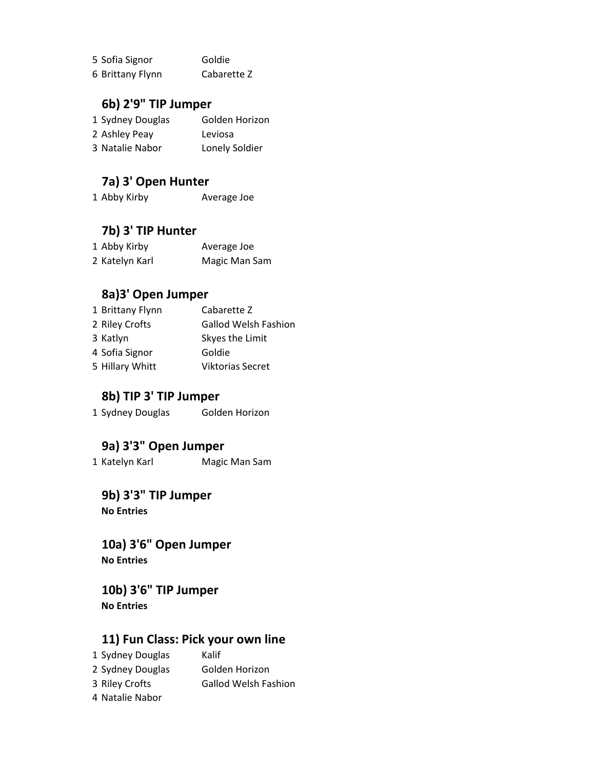5 Sofia Signor Goldie
6 Brittany Flynn Cabarette Z

## 6b) 2'9" TIP Jumper

| | | |
|---|---|---|
| 1 | Sydney Douglas | Golden Horizon |
| 2 | Ashley Peay | Leviosa |
| 3 | Natalie Nabor | Lonely Soldier |

## 7a) 3' Open Hunter

| | | |
|---|---|---|
| 1 | Abby Kirby | Average Joe |

## 7b) 3' TIP Hunter

| | | |
|---|---|---|
| 1 | Abby Kirby | Average Joe |
| 2 | Katelyn Karl | Magic Man Sam |

## 8a)3' Open Jumper

| | | |
|---|---|---|
| 1 | Brittany Flynn | Cabarette Z |
| 2 | Riley Crofts | Gallod Welsh Fashion |
| 3 | Katlyn | Skyes the Limit |
| 4 | Sofia Signor | Goldie |
| 5 | Hillary Whitt | Viktorias Secret |

## 8b) TIP 3' TIP Jumper

| | | |
|---|---|---|
| 1 | Sydney Douglas | Golden Horizon |

## 9a) 3'3" Open Jumper

| | | |
|---|---|---|
| 1 | Katelyn Karl | Magic Man Sam |

## 9b) 3'3" TIP Jumper

**No Entries**

## 10a) 3'6" Open Jumper

**No Entries**

## 10b) 3'6" TIP Jumper

**No Entries**

## 11) Fun Class: Pick your own line

| | | |
|---|---|---|
| 1 | Sydney Douglas | Kalif |
| 2 | Sydney Douglas | Golden Horizon |
| 3 | Riley Crofts | Gallod Welsh Fashion |
| 4 | Natalie Nabor | |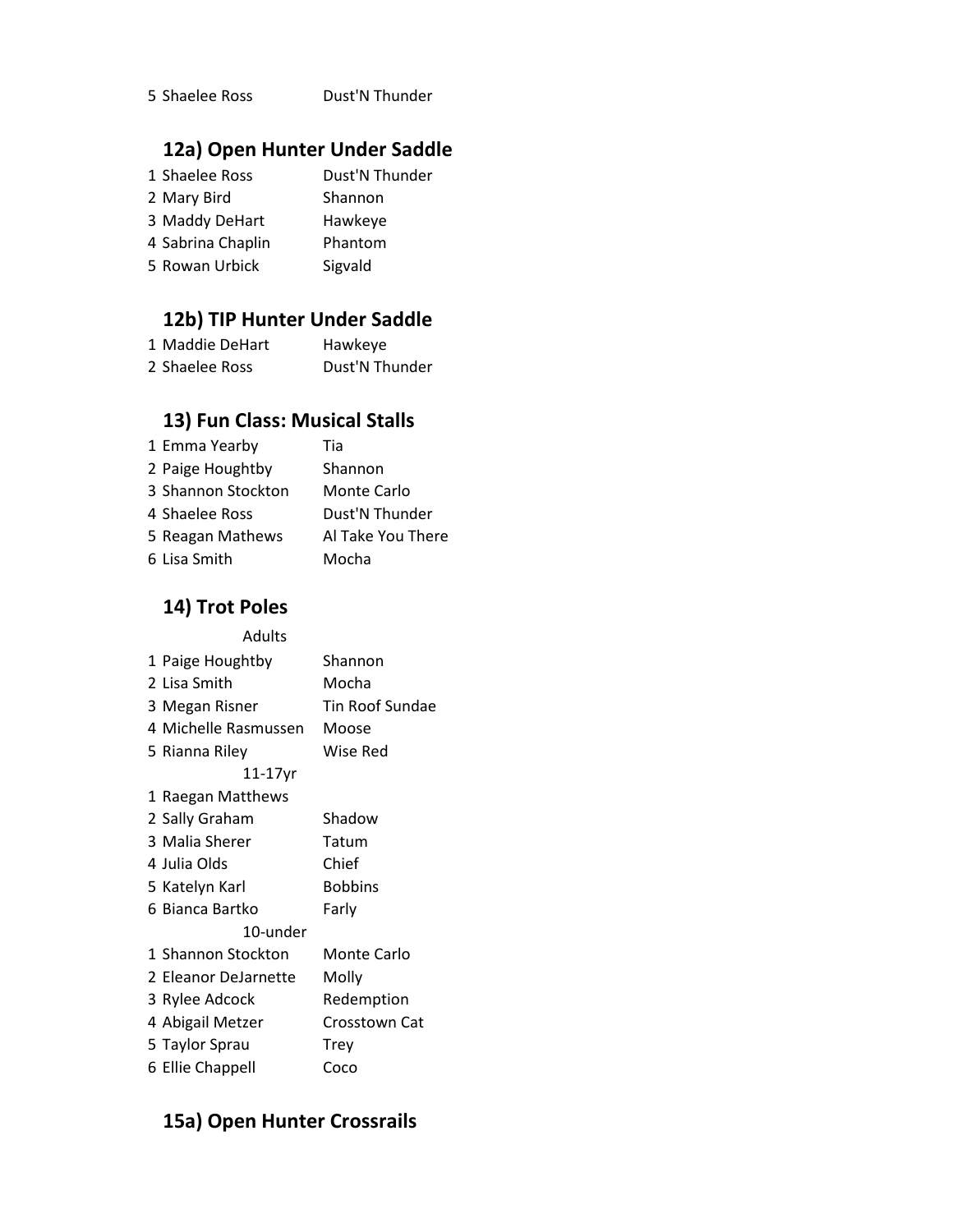| | | |
|---|---|---|
| 5 | Shaelee Ross | Dust'N Thunder |

## 12a) Open Hunter Under Saddle

| | | |
|---|---|---|
| 1 | Shaelee Ross | Dust'N Thunder |
| 2 | Mary Bird | Shannon |
| 3 | Maddy DeHart | Hawkeye |
| 4 | Sabrina Chaplin | Phantom |
| 5 | Rowan Urbick | Sigvald |

## 12b) TIP Hunter Under Saddle

| | | |
|---|---|---|
| 1 | Maddie DeHart | Hawkeye |
| 2 | Shaelee Ross | Dust'N Thunder |

## 13) Fun Class: Musical Stalls

| | | |
|---|---|---|
| 1 | Emma Yearby | Tia |
| 2 | Paige Houghtby | Shannon |
| 3 | Shannon Stockton | Monte Carlo |
| 4 | Shaelee Ross | Dust'N Thunder |
| 5 | Reagan Mathews | Al Take You There |
| 6 | Lisa Smith | Mocha |

## 14) Trot Poles

| | | |
|---|---|---|
| | Adults | |
| 1 | Paige Houghtby | Shannon |
| 2 | Lisa Smith | Mocha |
| 3 | Megan Risner | Tin Roof Sundae |
| 4 | Michelle Rasmussen | Moose |
| 5 | Rianna Riley | Wise Red |
| | 11-17yr | |
| 1 | Raegan Matthews | |
| 2 | Sally Graham | Shadow |
| 3 | Malia Sherer | Tatum |
| 4 | Julia Olds | Chief |
| 5 | Katelyn Karl | Bobbins |
| 6 | Bianca Bartko | Farly |
| | 10-under | |
| 1 | Shannon Stockton | Monte Carlo |
| 2 | Eleanor DeJarnette | Molly |
| 3 | Rylee Adcock | Redemption |
| 4 | Abigail Metzer | Crosstown Cat |
| 5 | Taylor Sprau | Trey |
| 6 | Ellie Chappell | Coco |

## 15a) Open Hunter Crossrails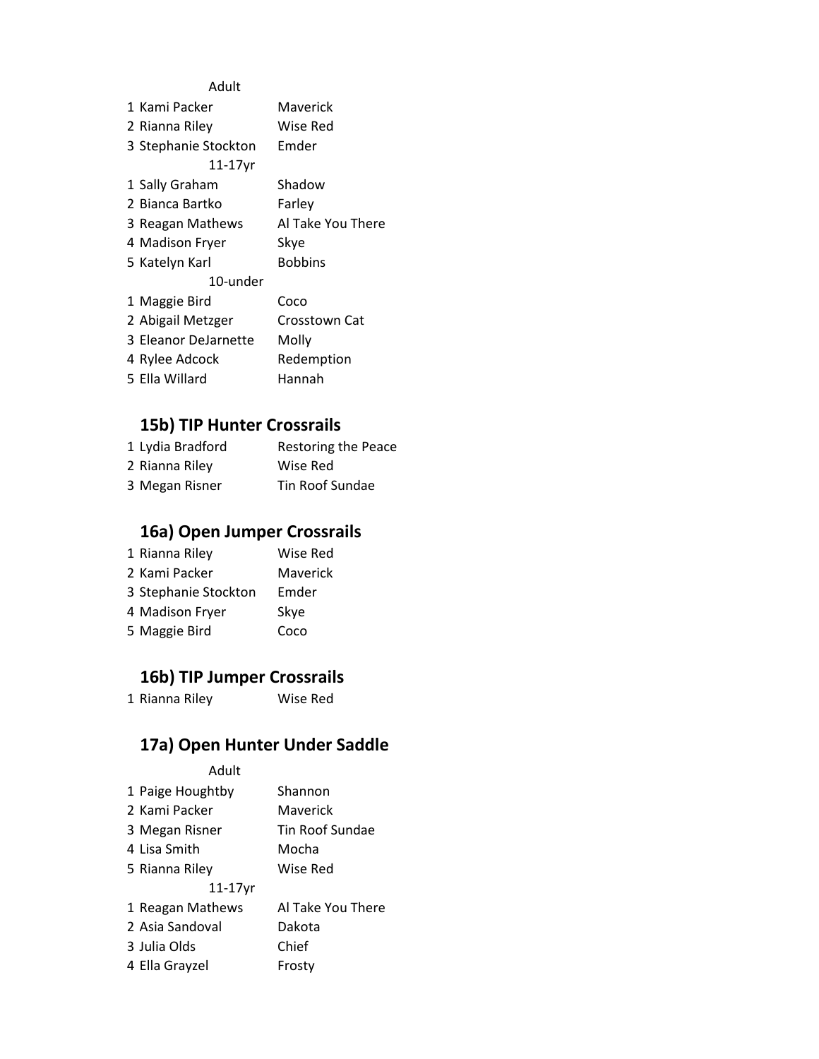Adult

| | | |
|---|---|---|
| 1 | Kami Packer | Maverick |
| 2 | Rianna Riley | Wise Red |
| 3 | Stephanie Stockton | Emder |

11-17yr

| | | |
|---|---|---|
| 1 | Sally Graham | Shadow |
| 2 | Bianca Bartko | Farley |
| 3 | Reagan Mathews | Al Take You There |
| 4 | Madison Fryer | Skye |
| 5 | Katelyn Karl | Bobbins |

10-under

| | | |
|---|---|---|
| 1 | Maggie Bird | Coco |
| 2 | Abigail Metzger | Crosstown Cat |
| 3 | Eleanor DeJarnette | Molly |
| 4 | Rylee Adcock | Redemption |
| 5 | Ella Willard | Hannah |

## 15b) TIP Hunter Crossrails

| | | |
|---|---|---|
| 1 | Lydia Bradford | Restoring the Peace |
| 2 | Rianna Riley | Wise Red |
| 3 | Megan Risner | Tin Roof Sundae |

## 16a) Open Jumper Crossrails

| | | |
|---|---|---|
| 1 | Rianna Riley | Wise Red |
| 2 | Kami Packer | Maverick |
| 3 | Stephanie Stockton | Emder |
| 4 | Madison Fryer | Skye |
| 5 | Maggie Bird | Coco |

## 16b) TIP Jumper Crossrails

| | | |
|---|---|---|
| 1 | Rianna Riley | Wise Red |

## 17a) Open Hunter Under Saddle

Adult

| | | |
|---|---|---|
| 1 | Paige Houghtby | Shannon |
| 2 | Kami Packer | Maverick |
| 3 | Megan Risner | Tin Roof Sundae |
| 4 | Lisa Smith | Mocha |
| 5 | Rianna Riley | Wise Red |

11-17yr

| | | |
|---|---|---|
| 1 | Reagan Mathews | Al Take You There |
| 2 | Asia Sandoval | Dakota |
| 3 | Julia Olds | Chief |
| 4 | Ella Grayzel | Frosty |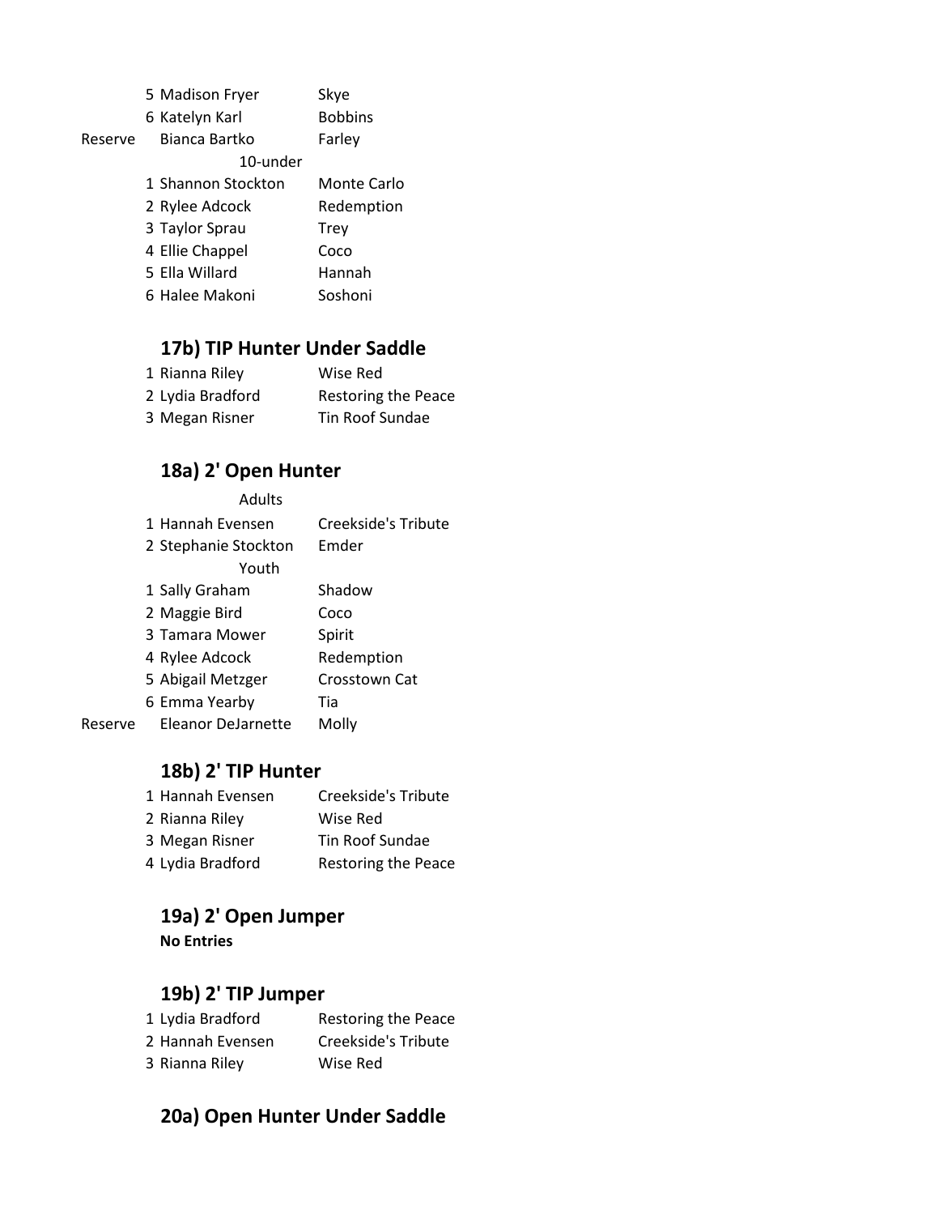| | | |
|---|---|---|
| 5 | Madison Fryer | Skye |
| 6 | Katelyn Karl | Bobbins |
| Reserve | Bianca Bartko | Farley |
| | 10-under | |
| 1 | Shannon Stockton | Monte Carlo |
| 2 | Rylee Adcock | Redemption |
| 3 | Taylor Sprau | Trey |
| 4 | Ellie Chappel | Coco |
| 5 | Ella Willard | Hannah |
| 6 | Halee Makoni | Soshoni |

## 17b) TIP Hunter Under Saddle

| | | |
|---|---|---|
| 1 | Rianna Riley | Wise Red |
| 2 | Lydia Bradford | Restoring the Peace |
| 3 | Megan Risner | Tin Roof Sundae |

## 18a) 2' Open Hunter

| | | |
|---|---|---|
| | Adults | |
| 1 | Hannah Evensen | Creekside's Tribute |
| 2 | Stephanie Stockton | Emder |
| | Youth | |
| 1 | Sally Graham | Shadow |
| 2 | Maggie Bird | Coco |
| 3 | Tamara Mower | Spirit |
| 4 | Rylee Adcock | Redemption |
| 5 | Abigail Metzger | Crosstown Cat |
| 6 | Emma Yearby | Tia |
| Reserve | Eleanor DeJarnette | Molly |

## 18b) 2' TIP Hunter

| | | |
|---|---|---|
| 1 | Hannah Evensen | Creekside's Tribute |
| 2 | Rianna Riley | Wise Red |
| 3 | Megan Risner | Tin Roof Sundae |
| 4 | Lydia Bradford | Restoring the Peace |

## 19a) 2' Open Jumper

**No Entries**

## 19b) 2' TIP Jumper

| | | |
|---|---|---|
| 1 | Lydia Bradford | Restoring the Peace |
| 2 | Hannah Evensen | Creekside's Tribute |
| 3 | Rianna Riley | Wise Red |

## 20a) Open Hunter Under Saddle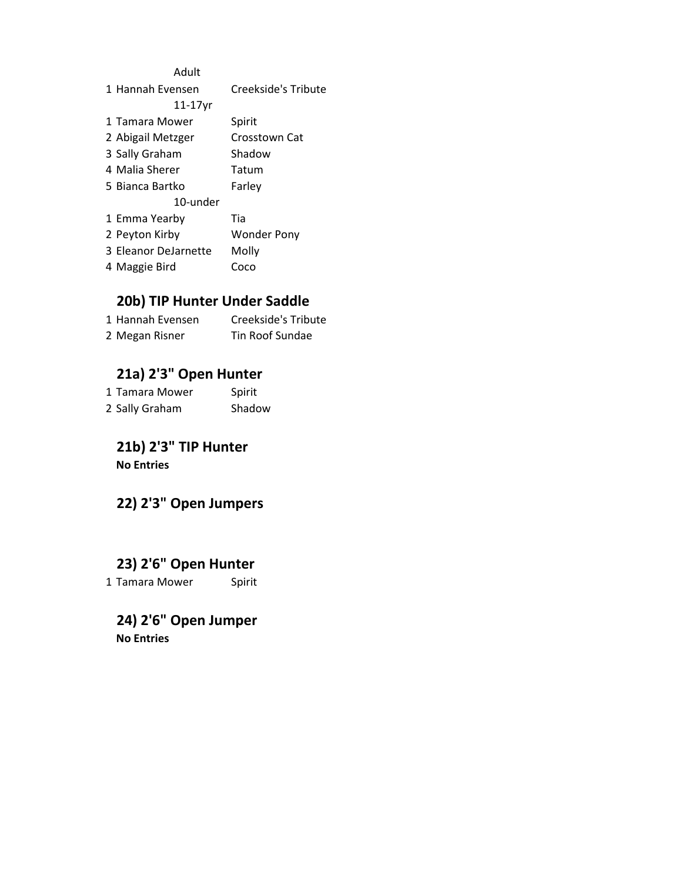Adult

| | | |
|---|---|---|
| 1 | Hannah Evensen | Creekside's Tribute |

11-17yr

| | | |
|---|---|---|
| 1 | Tamara Mower | Spirit |
| 2 | Abigail Metzger | Crosstown Cat |
| 3 | Sally Graham | Shadow |
| 4 | Malia Sherer | Tatum |
| 5 | Bianca Bartko | Farley |

10-under

| | | |
|---|---|---|
| 1 | Emma Yearby | Tia |
| 2 | Peyton Kirby | Wonder Pony |
| 3 | Eleanor DeJarnette | Molly |
| 4 | Maggie Bird | Coco |

## 20b) TIP Hunter Under Saddle

| | | |
|---|---|---|
| 1 | Hannah Evensen | Creekside's Tribute |
| 2 | Megan Risner | Tin Roof Sundae |

## 21a) 2'3" Open Hunter

| | | |
|---|---|---|
| 1 | Tamara Mower | Spirit |
| 2 | Sally Graham | Shadow |

## 21b) 2'3" TIP Hunter

**No Entries**

## 22) 2'3" Open Jumpers

## 23) 2'6" Open Hunter

| | | |
|---|---|---|
| 1 | Tamara Mower | Spirit |

## 24) 2'6" Open Jumper

**No Entries**